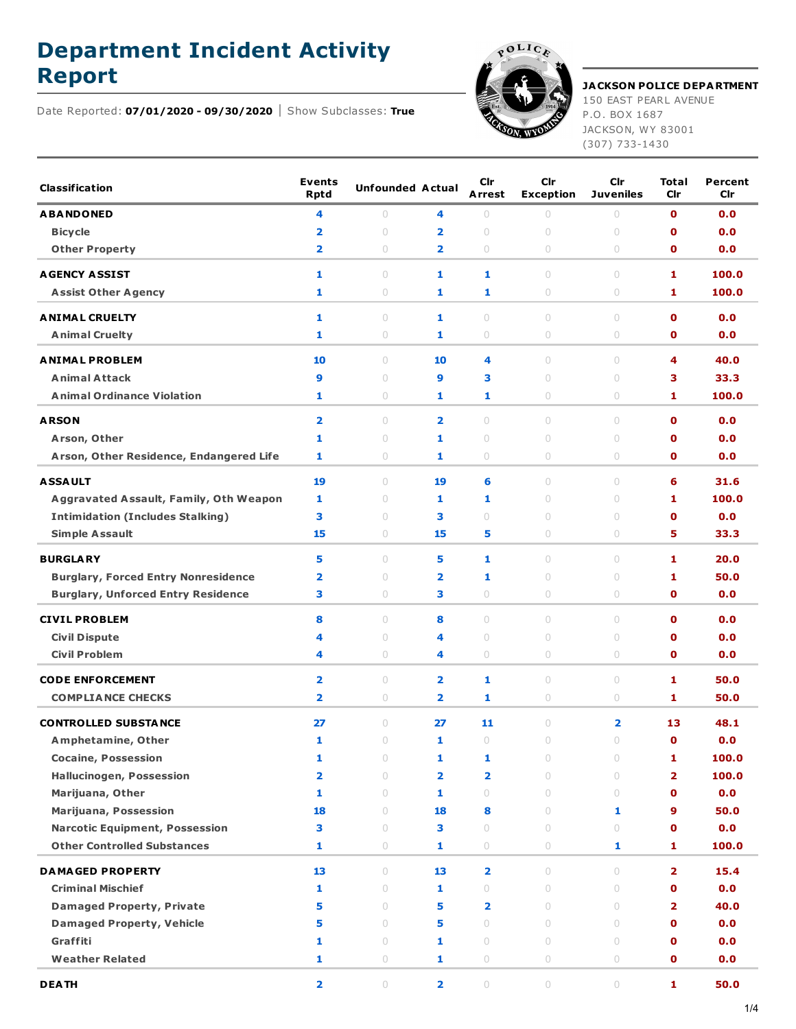# Department Incident Activity Report

Date Reported: **07/01/2020 - 09/30/2020** | Show Subclasses: **True**

**JACKSON POLICE DEPARTMENT**
150 EAST PEARL AVENUE
P.O. BOX 1687
JACKSON, WY 83001
(307) 733-1430

| Classification | Events Rptd | Unfounded | Actual | Clr Arrest | Clr Exception | Clr Juveniles | Total Clr | Percent Clr |
|---|---|---|---|---|---|---|---|---|
| **ABANDONED** | 4 | 0 | 4 | 0 | 0 | 0 | 0 | 0.0 |
| Bicycle | 2 | 0 | 2 | 0 | 0 | 0 | 0 | 0.0 |
| Other Property | 2 | 0 | 2 | 0 | 0 | 0 | 0 | 0.0 |
| **AGENCY ASSIST** | 1 | 0 | 1 | 1 | 0 | 0 | 1 | 100.0 |
| Assist Other Agency | 1 | 0 | 1 | 1 | 0 | 0 | 1 | 100.0 |
| **ANIMAL CRUELTY** | 1 | 0 | 1 | 0 | 0 | 0 | 0 | 0.0 |
| Animal Cruelty | 1 | 0 | 1 | 0 | 0 | 0 | 0 | 0.0 |
| **ANIMAL PROBLEM** | 10 | 0 | 10 | 4 | 0 | 0 | 4 | 40.0 |
| Animal Attack | 9 | 0 | 9 | 3 | 0 | 0 | 3 | 33.3 |
| Animal Ordinance Violation | 1 | 0 | 1 | 1 | 0 | 0 | 1 | 100.0 |
| **ARSON** | 2 | 0 | 2 | 0 | 0 | 0 | 0 | 0.0 |
| Arson, Other | 1 | 0 | 1 | 0 | 0 | 0 | 0 | 0.0 |
| Arson, Other Residence, Endangered Life | 1 | 0 | 1 | 0 | 0 | 0 | 0 | 0.0 |
| **ASSAULT** | 19 | 0 | 19 | 6 | 0 | 0 | 6 | 31.6 |
| Aggravated Assault, Family, Oth Weapon | 1 | 0 | 1 | 1 | 0 | 0 | 1 | 100.0 |
| Intimidation (Includes Stalking) | 3 | 0 | 3 | 0 | 0 | 0 | 0 | 0.0 |
| Simple Assault | 15 | 0 | 15 | 5 | 0 | 0 | 5 | 33.3 |
| **BURGLARY** | 5 | 0 | 5 | 1 | 0 | 0 | 1 | 20.0 |
| Burglary, Forced Entry Nonresidence | 2 | 0 | 2 | 1 | 0 | 0 | 1 | 50.0 |
| Burglary, Unforced Entry Residence | 3 | 0 | 3 | 0 | 0 | 0 | 0 | 0.0 |
| **CIVIL PROBLEM** | 8 | 0 | 8 | 0 | 0 | 0 | 0 | 0.0 |
| Civil Dispute | 4 | 0 | 4 | 0 | 0 | 0 | 0 | 0.0 |
| Civil Problem | 4 | 0 | 4 | 0 | 0 | 0 | 0 | 0.0 |
| **CODE ENFORCEMENT** | 2 | 0 | 2 | 1 | 0 | 0 | 1 | 50.0 |
| COMPLIANCE CHECKS | 2 | 0 | 2 | 1 | 0 | 0 | 1 | 50.0 |
| **CONTROLLED SUBSTANCE** | 27 | 0 | 27 | 11 | 0 | 2 | 13 | 48.1 |
| Amphetamine, Other | 1 | 0 | 1 | 0 | 0 | 0 | 0 | 0.0 |
| Cocaine, Possession | 1 | 0 | 1 | 1 | 0 | 0 | 1 | 100.0 |
| Hallucinogen, Possession | 2 | 0 | 2 | 2 | 0 | 0 | 2 | 100.0 |
| Marijuana, Other | 1 | 0 | 1 | 0 | 0 | 0 | 0 | 0.0 |
| Marijuana, Possession | 18 | 0 | 18 | 8 | 0 | 1 | 9 | 50.0 |
| Narcotic Equipment, Possession | 3 | 0 | 3 | 0 | 0 | 0 | 0 | 0.0 |
| Other Controlled Substances | 1 | 0 | 1 | 0 | 0 | 1 | 1 | 100.0 |
| **DAMAGED PROPERTY** | 13 | 0 | 13 | 2 | 0 | 0 | 2 | 15.4 |
| Criminal Mischief | 1 | 0 | 1 | 0 | 0 | 0 | 0 | 0.0 |
| Damaged Property, Private | 5 | 0 | 5 | 2 | 0 | 0 | 2 | 40.0 |
| Damaged Property, Vehicle | 5 | 0 | 5 | 0 | 0 | 0 | 0 | 0.0 |
| Graffiti | 1 | 0 | 1 | 0 | 0 | 0 | 0 | 0.0 |
| Weather Related | 1 | 0 | 1 | 0 | 0 | 0 | 0 | 0.0 |
| **DEATH** | 2 | 0 | 2 | 0 | 0 | 0 | 1 | 50.0 |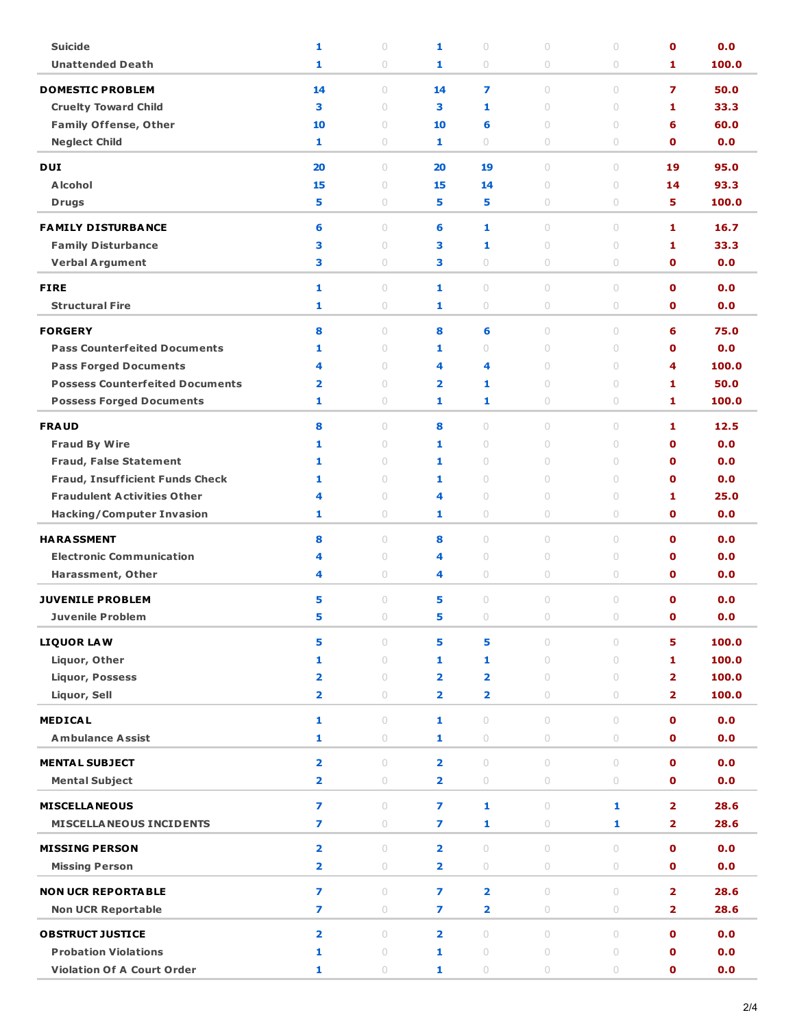| | | | | | | | | |
|---|---|---|---|---|---|---|---|---|
| Suicide | 1 | 0 | 1 | 0 | 0 | 0 | 0 | 0.0 |
| Unattended Death | 1 | 0 | 1 | 0 | 0 | 0 | 1 | 100.0 |
| **DOMESTIC PROBLEM** | 14 | 0 | 14 | 7 | 0 | 0 | 7 | 50.0 |
| Cruelty Toward Child | 3 | 0 | 3 | 1 | 0 | 0 | 1 | 33.3 |
| Family Offense, Other | 10 | 0 | 10 | 6 | 0 | 0 | 6 | 60.0 |
| Neglect Child | 1 | 0 | 1 | 0 | 0 | 0 | 0 | 0.0 |
| **DUI** | 20 | 0 | 20 | 19 | 0 | 0 | 19 | 95.0 |
| Alcohol | 15 | 0 | 15 | 14 | 0 | 0 | 14 | 93.3 |
| Drugs | 5 | 0 | 5 | 5 | 0 | 0 | 5 | 100.0 |
| **FAMILY DISTURBANCE** | 6 | 0 | 6 | 1 | 0 | 0 | 1 | 16.7 |
| Family Disturbance | 3 | 0 | 3 | 1 | 0 | 0 | 1 | 33.3 |
| Verbal Argument | 3 | 0 | 3 | 0 | 0 | 0 | 0 | 0.0 |
| **FIRE** | 1 | 0 | 1 | 0 | 0 | 0 | 0 | 0.0 |
| Structural Fire | 1 | 0 | 1 | 0 | 0 | 0 | 0 | 0.0 |
| **FORGERY** | 8 | 0 | 8 | 6 | 0 | 0 | 6 | 75.0 |
| Pass Counterfeited Documents | 1 | 0 | 1 | 0 | 0 | 0 | 0 | 0.0 |
| Pass Forged Documents | 4 | 0 | 4 | 4 | 0 | 0 | 4 | 100.0 |
| Possess Counterfeited Documents | 2 | 0 | 2 | 1 | 0 | 0 | 1 | 50.0 |
| Possess Forged Documents | 1 | 0 | 1 | 1 | 0 | 0 | 1 | 100.0 |
| **FRAUD** | 8 | 0 | 8 | 0 | 0 | 0 | 1 | 12.5 |
| Fraud By Wire | 1 | 0 | 1 | 0 | 0 | 0 | 0 | 0.0 |
| Fraud, False Statement | 1 | 0 | 1 | 0 | 0 | 0 | 0 | 0.0 |
| Fraud, Insufficient Funds Check | 1 | 0 | 1 | 0 | 0 | 0 | 0 | 0.0 |
| Fraudulent Activities Other | 4 | 0 | 4 | 0 | 0 | 0 | 1 | 25.0 |
| Hacking/Computer Invasion | 1 | 0 | 1 | 0 | 0 | 0 | 0 | 0.0 |
| **HARASSMENT** | 8 | 0 | 8 | 0 | 0 | 0 | 0 | 0.0 |
| Electronic Communication | 4 | 0 | 4 | 0 | 0 | 0 | 0 | 0.0 |
| Harassment, Other | 4 | 0 | 4 | 0 | 0 | 0 | 0 | 0.0 |
| **JUVENILE PROBLEM** | 5 | 0 | 5 | 0 | 0 | 0 | 0 | 0.0 |
| Juvenile Problem | 5 | 0 | 5 | 0 | 0 | 0 | 0 | 0.0 |
| **LIQUOR LAW** | 5 | 0 | 5 | 5 | 0 | 0 | 5 | 100.0 |
| Liquor, Other | 1 | 0 | 1 | 1 | 0 | 0 | 1 | 100.0 |
| Liquor, Possess | 2 | 0 | 2 | 2 | 0 | 0 | 2 | 100.0 |
| Liquor, Sell | 2 | 0 | 2 | 2 | 0 | 0 | 2 | 100.0 |
| **MEDICAL** | 1 | 0 | 1 | 0 | 0 | 0 | 0 | 0.0 |
| Ambulance Assist | 1 | 0 | 1 | 0 | 0 | 0 | 0 | 0.0 |
| **MENTAL SUBJECT** | 2 | 0 | 2 | 0 | 0 | 0 | 0 | 0.0 |
| Mental Subject | 2 | 0 | 2 | 0 | 0 | 0 | 0 | 0.0 |
| **MISCELLANEOUS** | 7 | 0 | 7 | 1 | 0 | 1 | 2 | 28.6 |
| MISCELLANEOUS INCIDENTS | 7 | 0 | 7 | 1 | 0 | 1 | 2 | 28.6 |
| **MISSING PERSON** | 2 | 0 | 2 | 0 | 0 | 0 | 0 | 0.0 |
| Missing Person | 2 | 0 | 2 | 0 | 0 | 0 | 0 | 0.0 |
| **NON UCR REPORTABLE** | 7 | 0 | 7 | 2 | 0 | 0 | 2 | 28.6 |
| Non UCR Reportable | 7 | 0 | 7 | 2 | 0 | 0 | 2 | 28.6 |
| **OBSTRUCT JUSTICE** | 2 | 0 | 2 | 0 | 0 | 0 | 0 | 0.0 |
| Probation Violations | 1 | 0 | 1 | 0 | 0 | 0 | 0 | 0.0 |
| Violation Of A Court Order | 1 | 0 | 1 | 0 | 0 | 0 | 0 | 0.0 |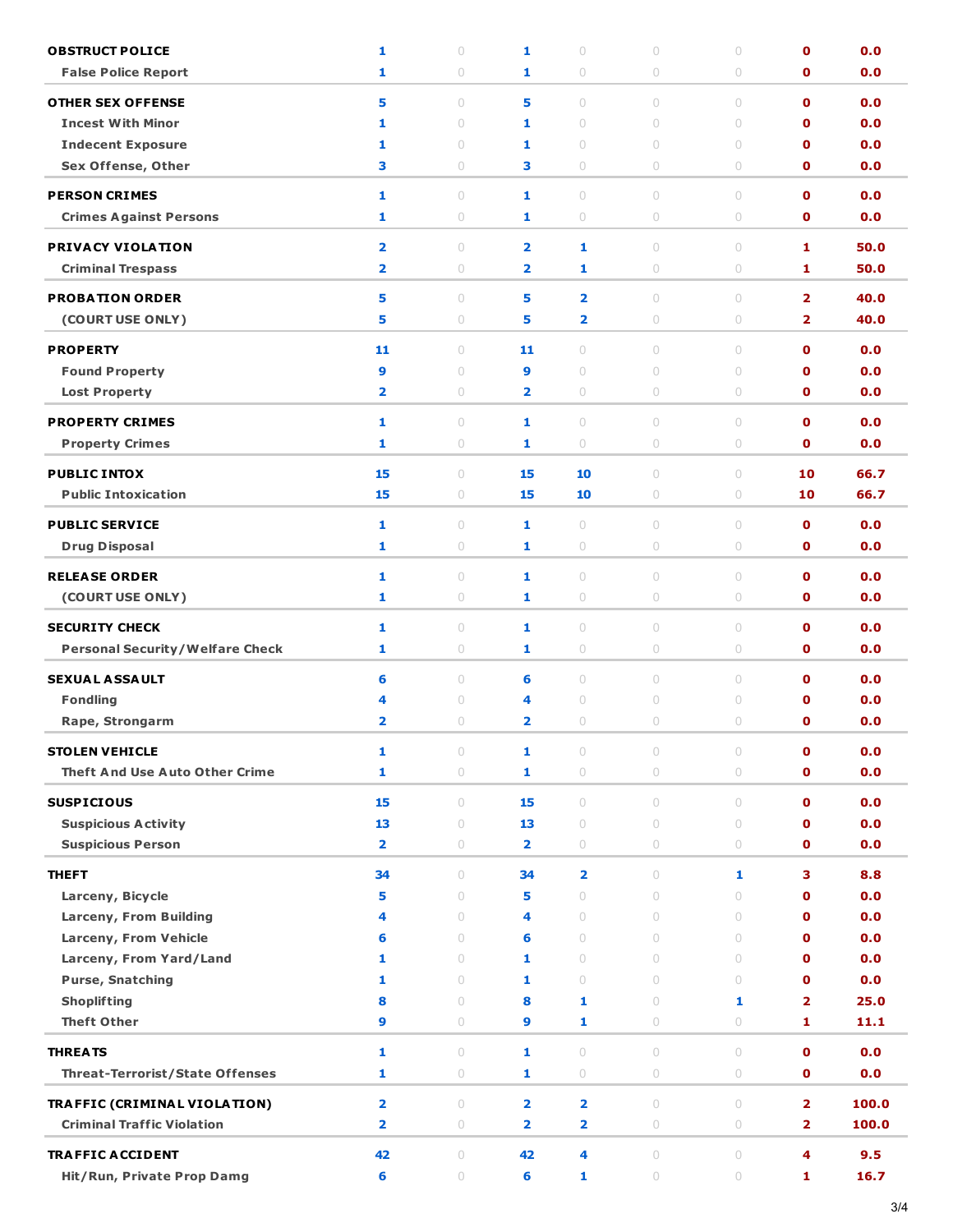| | | | | | | | | |
|---|---|---|---|---|---|---|---|---|
| **OBSTRUCT POLICE** | 1 | 0 | 1 | 0 | 0 | 0 | 0 | 0.0 |
| False Police Report | 1 | 0 | 1 | 0 | 0 | 0 | 0 | 0.0 |
| **OTHER SEX OFFENSE** | 5 | 0 | 5 | 0 | 0 | 0 | 0 | 0.0 |
| Incest With Minor | 1 | 0 | 1 | 0 | 0 | 0 | 0 | 0.0 |
| Indecent Exposure | 1 | 0 | 1 | 0 | 0 | 0 | 0 | 0.0 |
| Sex Offense, Other | 3 | 0 | 3 | 0 | 0 | 0 | 0 | 0.0 |
| **PERSON CRIMES** | 1 | 0 | 1 | 0 | 0 | 0 | 0 | 0.0 |
| Crimes Against Persons | 1 | 0 | 1 | 0 | 0 | 0 | 0 | 0.0 |
| **PRIVACY VIOLATION** | 2 | 0 | 2 | 1 | 0 | 0 | 1 | 50.0 |
| Criminal Trespass | 2 | 0 | 2 | 1 | 0 | 0 | 1 | 50.0 |
| **PROBATION ORDER** | 5 | 0 | 5 | 2 | 0 | 0 | 2 | 40.0 |
| (COURT USE ONLY) | 5 | 0 | 5 | 2 | 0 | 0 | 2 | 40.0 |
| **PROPERTY** | 11 | 0 | 11 | 0 | 0 | 0 | 0 | 0.0 |
| Found Property | 9 | 0 | 9 | 0 | 0 | 0 | 0 | 0.0 |
| Lost Property | 2 | 0 | 2 | 0 | 0 | 0 | 0 | 0.0 |
| **PROPERTY CRIMES** | 1 | 0 | 1 | 0 | 0 | 0 | 0 | 0.0 |
| Property Crimes | 1 | 0 | 1 | 0 | 0 | 0 | 0 | 0.0 |
| **PUBLIC INTOX** | 15 | 0 | 15 | 10 | 0 | 0 | 10 | 66.7 |
| Public Intoxication | 15 | 0 | 15 | 10 | 0 | 0 | 10 | 66.7 |
| **PUBLIC SERVICE** | 1 | 0 | 1 | 0 | 0 | 0 | 0 | 0.0 |
| Drug Disposal | 1 | 0 | 1 | 0 | 0 | 0 | 0 | 0.0 |
| **RELEASE ORDER** | 1 | 0 | 1 | 0 | 0 | 0 | 0 | 0.0 |
| (COURT USE ONLY) | 1 | 0 | 1 | 0 | 0 | 0 | 0 | 0.0 |
| **SECURITY CHECK** | 1 | 0 | 1 | 0 | 0 | 0 | 0 | 0.0 |
| Personal Security/Welfare Check | 1 | 0 | 1 | 0 | 0 | 0 | 0 | 0.0 |
| **SEXUAL ASSAULT** | 6 | 0 | 6 | 0 | 0 | 0 | 0 | 0.0 |
| Fondling | 4 | 0 | 4 | 0 | 0 | 0 | 0 | 0.0 |
| Rape, Strongarm | 2 | 0 | 2 | 0 | 0 | 0 | 0 | 0.0 |
| **STOLEN VEHICLE** | 1 | 0 | 1 | 0 | 0 | 0 | 0 | 0.0 |
| Theft And Use Auto Other Crime | 1 | 0 | 1 | 0 | 0 | 0 | 0 | 0.0 |
| **SUSPICIOUS** | 15 | 0 | 15 | 0 | 0 | 0 | 0 | 0.0 |
| Suspicious Activity | 13 | 0 | 13 | 0 | 0 | 0 | 0 | 0.0 |
| Suspicious Person | 2 | 0 | 2 | 0 | 0 | 0 | 0 | 0.0 |
| **THEFT** | 34 | 0 | 34 | 2 | 0 | 1 | 3 | 8.8 |
| Larceny, Bicycle | 5 | 0 | 5 | 0 | 0 | 0 | 0 | 0.0 |
| Larceny, From Building | 4 | 0 | 4 | 0 | 0 | 0 | 0 | 0.0 |
| Larceny, From Vehicle | 6 | 0 | 6 | 0 | 0 | 0 | 0 | 0.0 |
| Larceny, From Yard/Land | 1 | 0 | 1 | 0 | 0 | 0 | 0 | 0.0 |
| Purse, Snatching | 1 | 0 | 1 | 0 | 0 | 0 | 0 | 0.0 |
| Shoplifting | 8 | 0 | 8 | 1 | 0 | 1 | 2 | 25.0 |
| Theft Other | 9 | 0 | 9 | 1 | 0 | 0 | 1 | 11.1 |
| **THREATS** | 1 | 0 | 1 | 0 | 0 | 0 | 0 | 0.0 |
| Threat-Terrorist/State Offenses | 1 | 0 | 1 | 0 | 0 | 0 | 0 | 0.0 |
| **TRAFFIC (CRIMINAL VIOLATION)** | 2 | 0 | 2 | 2 | 0 | 0 | 2 | 100.0 |
| Criminal Traffic Violation | 2 | 0 | 2 | 2 | 0 | 0 | 2 | 100.0 |
| **TRAFFIC ACCIDENT** | 42 | 0 | 42 | 4 | 0 | 0 | 4 | 9.5 |
| Hit/Run, Private Prop Damg | 6 | 0 | 6 | 1 | 0 | 0 | 1 | 16.7 |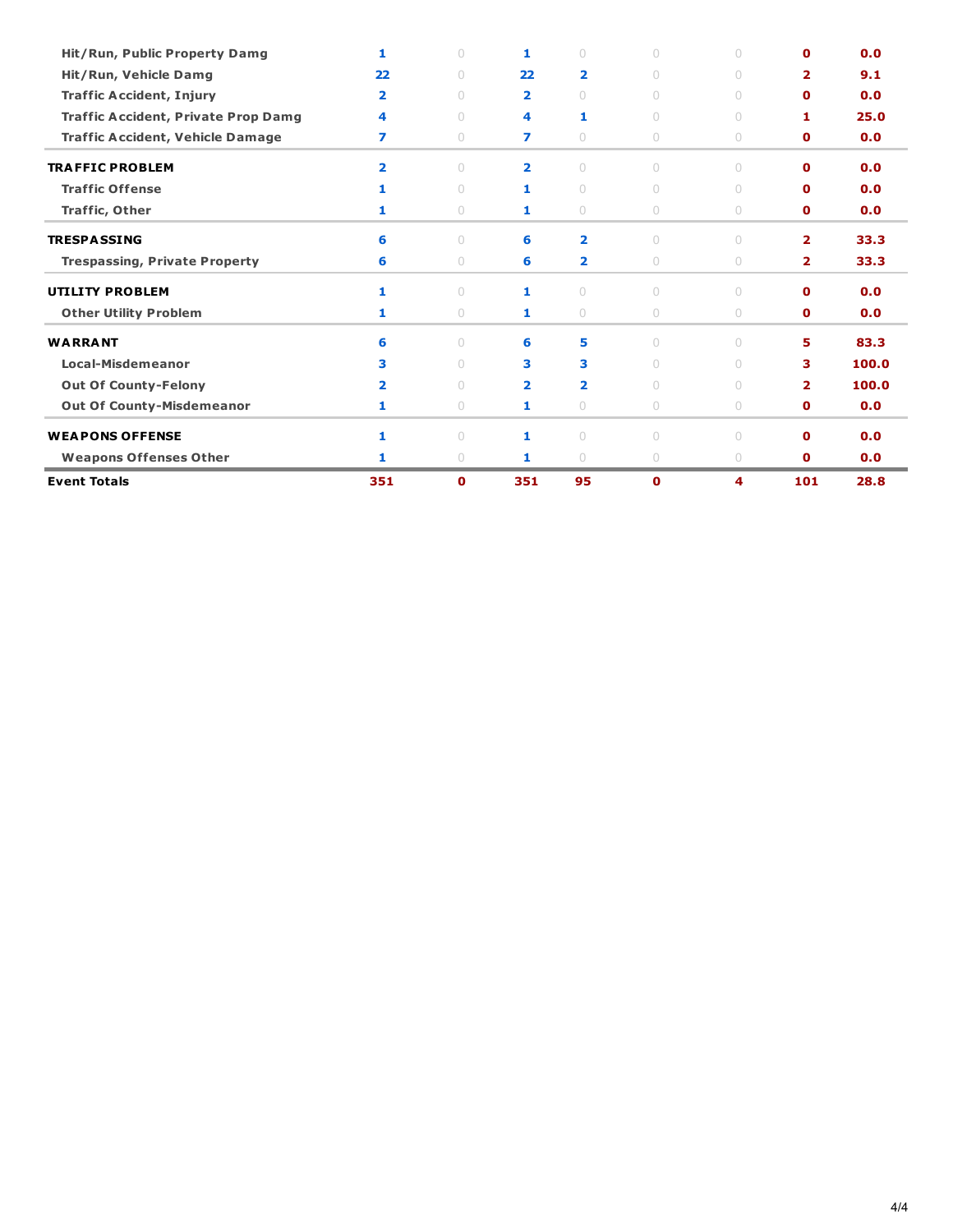| | | | | | | | | |
|---|---|---|---|---|---|---|---|---|
| Hit/Run, Public Property Damg | 1 | 0 | 1 | 0 | 0 | 0 | 0 | 0.0 |
| Hit/Run, Vehicle Damg | 22 | 0 | 22 | 2 | 0 | 0 | 2 | 9.1 |
| Traffic Accident, Injury | 2 | 0 | 2 | 0 | 0 | 0 | 0 | 0.0 |
| Traffic Accident, Private Prop Damg | 4 | 0 | 4 | 1 | 0 | 0 | 1 | 25.0 |
| Traffic Accident, Vehicle Damage | 7 | 0 | 7 | 0 | 0 | 0 | 0 | 0.0 |
| **TRAFFIC PROBLEM** | 2 | 0 | 2 | 0 | 0 | 0 | 0 | 0.0 |
| Traffic Offense | 1 | 0 | 1 | 0 | 0 | 0 | 0 | 0.0 |
| Traffic, Other | 1 | 0 | 1 | 0 | 0 | 0 | 0 | 0.0 |
| **TRESPASSING** | 6 | 0 | 6 | 2 | 0 | 0 | 2 | 33.3 |
| Trespassing, Private Property | 6 | 0 | 6 | 2 | 0 | 0 | 2 | 33.3 |
| **UTILITY PROBLEM** | 1 | 0 | 1 | 0 | 0 | 0 | 0 | 0.0 |
| Other Utility Problem | 1 | 0 | 1 | 0 | 0 | 0 | 0 | 0.0 |
| **WARRANT** | 6 | 0 | 6 | 5 | 0 | 0 | 5 | 83.3 |
| Local-Misdemeanor | 3 | 0 | 3 | 3 | 0 | 0 | 3 | 100.0 |
| Out Of County-Felony | 2 | 0 | 2 | 2 | 0 | 0 | 2 | 100.0 |
| Out Of County-Misdemeanor | 1 | 0 | 1 | 0 | 0 | 0 | 0 | 0.0 |
| **WEAPONS OFFENSE** | 1 | 0 | 1 | 0 | 0 | 0 | 0 | 0.0 |
| Weapons Offenses Other | 1 | 0 | 1 | 0 | 0 | 0 | 0 | 0.0 |
| **Event Totals** | 351 | 0 | 351 | 95 | 0 | 4 | 101 | 28.8 |